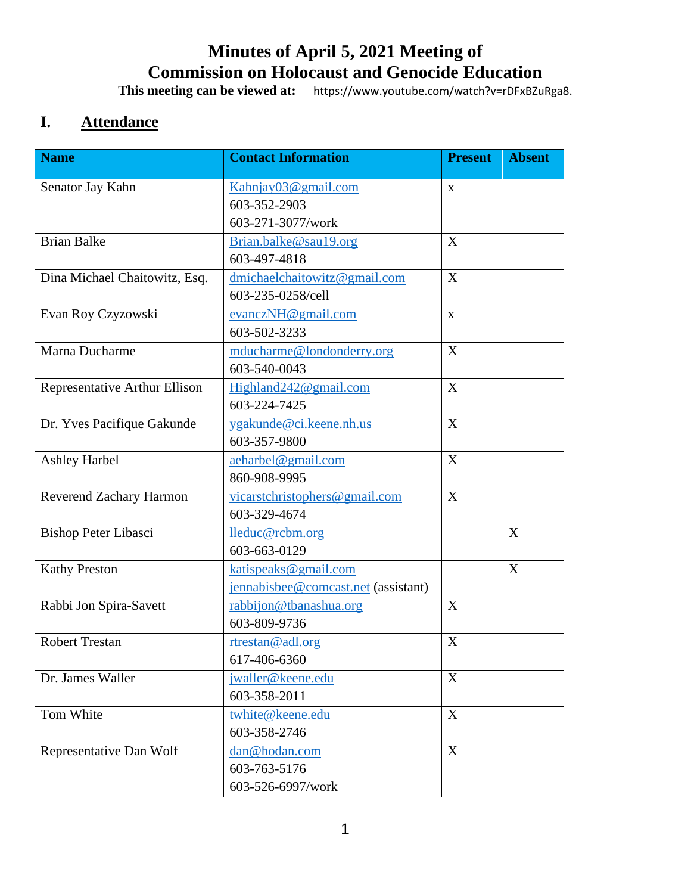# Minutes of April 5, 2021 Meeting of Commission on Holocaust and Genocide Education

**This meeting can be viewed at:** https://www.youtube.com/watch?v=rDFxBZuRga8.

## I. Attendance

| Name | Contact Information | Present | Absent |
|---|---|---|---|
| Senator Jay Kahn | Kahnjay03@gmail.com<br>603-352-2903<br>603-271-3077/work | x | |
| Brian Balke | Brian.balke@sau19.org<br>603-497-4818 | X | |
| Dina Michael Chaitowitz, Esq. | dmichaelchaitowitz@gmail.com<br>603-235-0258/cell | X | |
| Evan Roy Czyzowski | evanczNH@gmail.com<br>603-502-3233 | x | |
| Marna Ducharme | mducharme@londonderry.org<br>603-540-0043 | X | |
| Representative Arthur Ellison | Highland242@gmail.com<br>603-224-7425 | X | |
| Dr. Yves Pacifique Gakunde | ygakunde@ci.keene.nh.us<br>603-357-9800 | X | |
| Ashley Harbel | aeharbel@gmail.com<br>860-908-9995 | X | |
| Reverend Zachary Harmon | vicarstchristophers@gmail.com<br>603-329-4674 | X | |
| Bishop Peter Libasci | lleduc@rcbm.org<br>603-663-0129 | | X |
| Kathy Preston | katispeaks@gmail.com<br>jennabisbee@comcast.net (assistant) | | X |
| Rabbi Jon Spira-Savett | rabbijon@tbanashua.org<br>603-809-9736 | X | |
| Robert Trestan | rtrestan@adl.org<br>617-406-6360 | X | |
| Dr. James Waller | jwaller@keene.edu<br>603-358-2011 | X | |
| Tom White | twhite@keene.edu<br>603-358-2746 | X | |
| Representative Dan Wolf | dan@hodan.com<br>603-763-5176<br>603-526-6997/work | X | |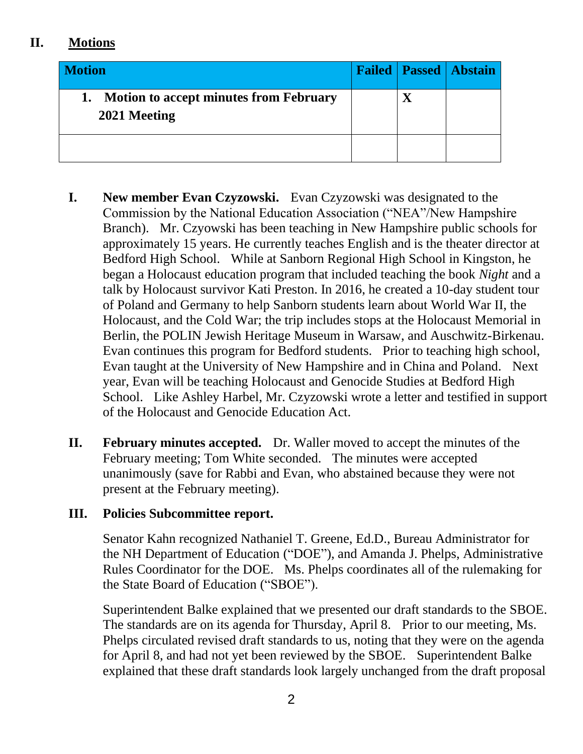## II. Motions

| Motion | Failed | Passed | Abstain |
|---|---|---|---|
| **1. Motion to accept minutes from February 2021 Meeting** | | **X** | |
| | | | |

**I. New member Evan Czyzowski.** Evan Czyzowski was designated to the Commission by the National Education Association ("NEA"/New Hampshire Branch). Mr. Czyowski has been teaching in New Hampshire public schools for approximately 15 years. He currently teaches English and is the theater director at Bedford High School. While at Sanborn Regional High School in Kingston, he began a Holocaust education program that included teaching the book *Night* and a talk by Holocaust survivor Kati Preston. In 2016, he created a 10-day student tour of Poland and Germany to help Sanborn students learn about World War II, the Holocaust, and the Cold War; the trip includes stops at the Holocaust Memorial in Berlin, the POLIN Jewish Heritage Museum in Warsaw, and Auschwitz-Birkenau. Evan continues this program for Bedford students. Prior to teaching high school, Evan taught at the University of New Hampshire and in China and Poland. Next year, Evan will be teaching Holocaust and Genocide Studies at Bedford High School. Like Ashley Harbel, Mr. Czyzowski wrote a letter and testified in support of the Holocaust and Genocide Education Act.

**II. February minutes accepted.** Dr. Waller moved to accept the minutes of the February meeting; Tom White seconded. The minutes were accepted unanimously (save for Rabbi and Evan, who abstained because they were not present at the February meeting).

**III. Policies Subcommittee report.**

Senator Kahn recognized Nathaniel T. Greene, Ed.D., Bureau Administrator for the NH Department of Education ("DOE"), and Amanda J. Phelps, Administrative Rules Coordinator for the DOE. Ms. Phelps coordinates all of the rulemaking for the State Board of Education ("SBOE").

Superintendent Balke explained that we presented our draft standards to the SBOE. The standards are on its agenda for Thursday, April 8. Prior to our meeting, Ms. Phelps circulated revised draft standards to us, noting that they were on the agenda for April 8, and had not yet been reviewed by the SBOE. Superintendent Balke explained that these draft standards look largely unchanged from the draft proposal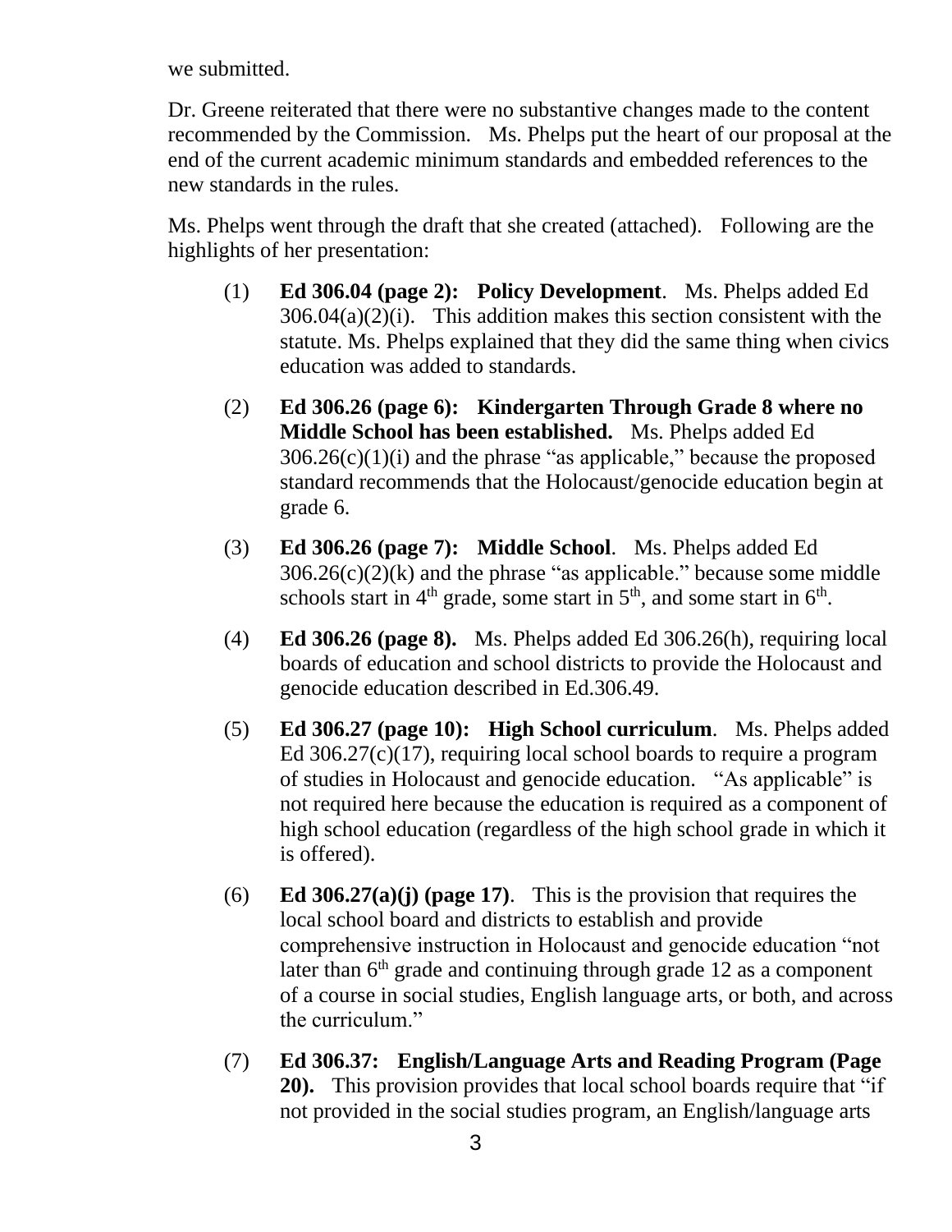we submitted.

Dr. Greene reiterated that there were no substantive changes made to the content recommended by the Commission. Ms. Phelps put the heart of our proposal at the end of the current academic minimum standards and embedded references to the new standards in the rules.

Ms. Phelps went through the draft that she created (attached). Following are the highlights of her presentation:

(1) **Ed 306.04 (page 2): Policy Development**. Ms. Phelps added Ed 306.04(a)(2)(i). This addition makes this section consistent with the statute. Ms. Phelps explained that they did the same thing when civics education was added to standards.

(2) **Ed 306.26 (page 6): Kindergarten Through Grade 8 where no Middle School has been established.** Ms. Phelps added Ed 306.26(c)(1)(i) and the phrase "as applicable," because the proposed standard recommends that the Holocaust/genocide education begin at grade 6.

(3) **Ed 306.26 (page 7): Middle School**. Ms. Phelps added Ed 306.26(c)(2)(k) and the phrase "as applicable." because some middle schools start in 4th grade, some start in 5th, and some start in 6th.

(4) **Ed 306.26 (page 8).** Ms. Phelps added Ed 306.26(h), requiring local boards of education and school districts to provide the Holocaust and genocide education described in Ed.306.49.

(5) **Ed 306.27 (page 10): High School curriculum**. Ms. Phelps added Ed 306.27(c)(17), requiring local school boards to require a program of studies in Holocaust and genocide education. "As applicable" is not required here because the education is required as a component of high school education (regardless of the high school grade in which it is offered).

(6) **Ed 306.27(a)(j) (page 17)**. This is the provision that requires the local school board and districts to establish and provide comprehensive instruction in Holocaust and genocide education "not later than 6th grade and continuing through grade 12 as a component of a course in social studies, English language arts, or both, and across the curriculum."

(7) **Ed 306.37: English/Language Arts and Reading Program (Page 20).** This provision provides that local school boards require that "if not provided in the social studies program, an English/language arts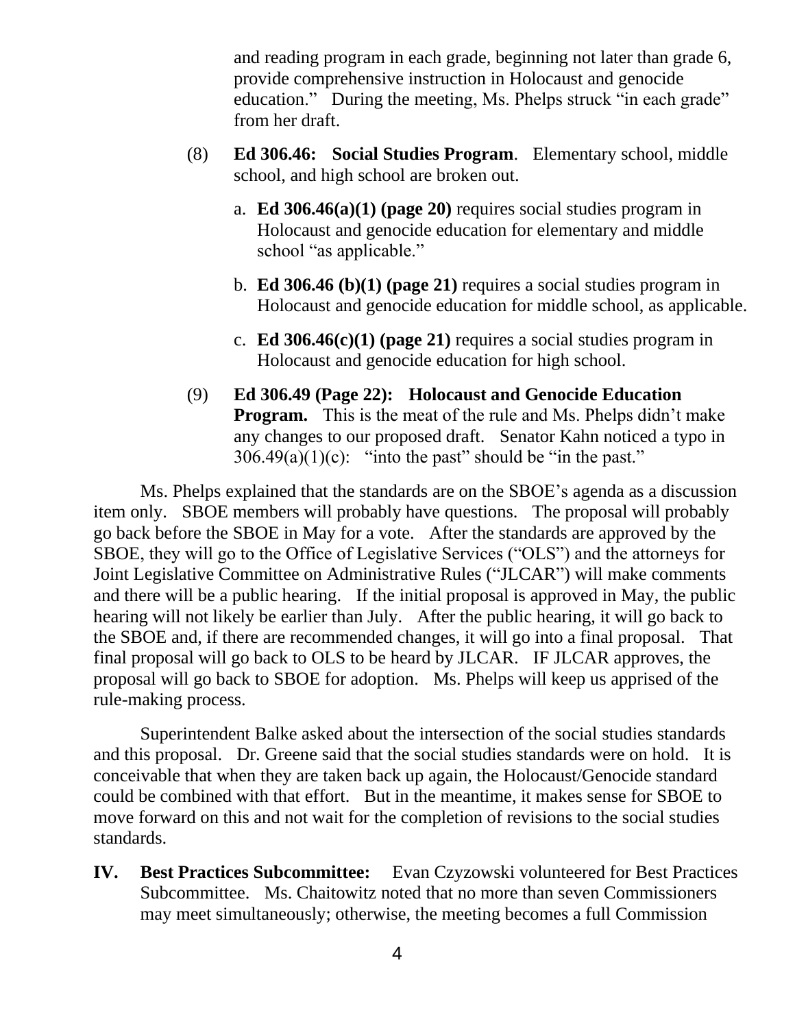and reading program in each grade, beginning not later than grade 6, provide comprehensive instruction in Holocaust and genocide education." During the meeting, Ms. Phelps struck "in each grade" from her draft.

(8) **Ed 306.46: Social Studies Program**. Elementary school, middle school, and high school are broken out.

a. **Ed 306.46(a)(1) (page 20)** requires social studies program in Holocaust and genocide education for elementary and middle school "as applicable."

b. **Ed 306.46 (b)(1) (page 21)** requires a social studies program in Holocaust and genocide education for middle school, as applicable.

c. **Ed 306.46(c)(1) (page 21)** requires a social studies program in Holocaust and genocide education for high school.

(9) **Ed 306.49 (Page 22): Holocaust and Genocide Education Program.** This is the meat of the rule and Ms. Phelps didn't make any changes to our proposed draft. Senator Kahn noticed a typo in 306.49(a)(1)(c): "into the past" should be "in the past."

Ms. Phelps explained that the standards are on the SBOE's agenda as a discussion item only. SBOE members will probably have questions. The proposal will probably go back before the SBOE in May for a vote. After the standards are approved by the SBOE, they will go to the Office of Legislative Services ("OLS") and the attorneys for Joint Legislative Committee on Administrative Rules ("JLCAR") will make comments and there will be a public hearing. If the initial proposal is approved in May, the public hearing will not likely be earlier than July. After the public hearing, it will go back to the SBOE and, if there are recommended changes, it will go into a final proposal. That final proposal will go back to OLS to be heard by JLCAR. IF JLCAR approves, the proposal will go back to SBOE for adoption. Ms. Phelps will keep us apprised of the rule-making process.

Superintendent Balke asked about the intersection of the social studies standards and this proposal. Dr. Greene said that the social studies standards were on hold. It is conceivable that when they are taken back up again, the Holocaust/Genocide standard could be combined with that effort. But in the meantime, it makes sense for SBOE to move forward on this and not wait for the completion of revisions to the social studies standards.

**IV. Best Practices Subcommittee:** Evan Czyzowski volunteered for Best Practices Subcommittee. Ms. Chaitowitz noted that no more than seven Commissioners may meet simultaneously; otherwise, the meeting becomes a full Commission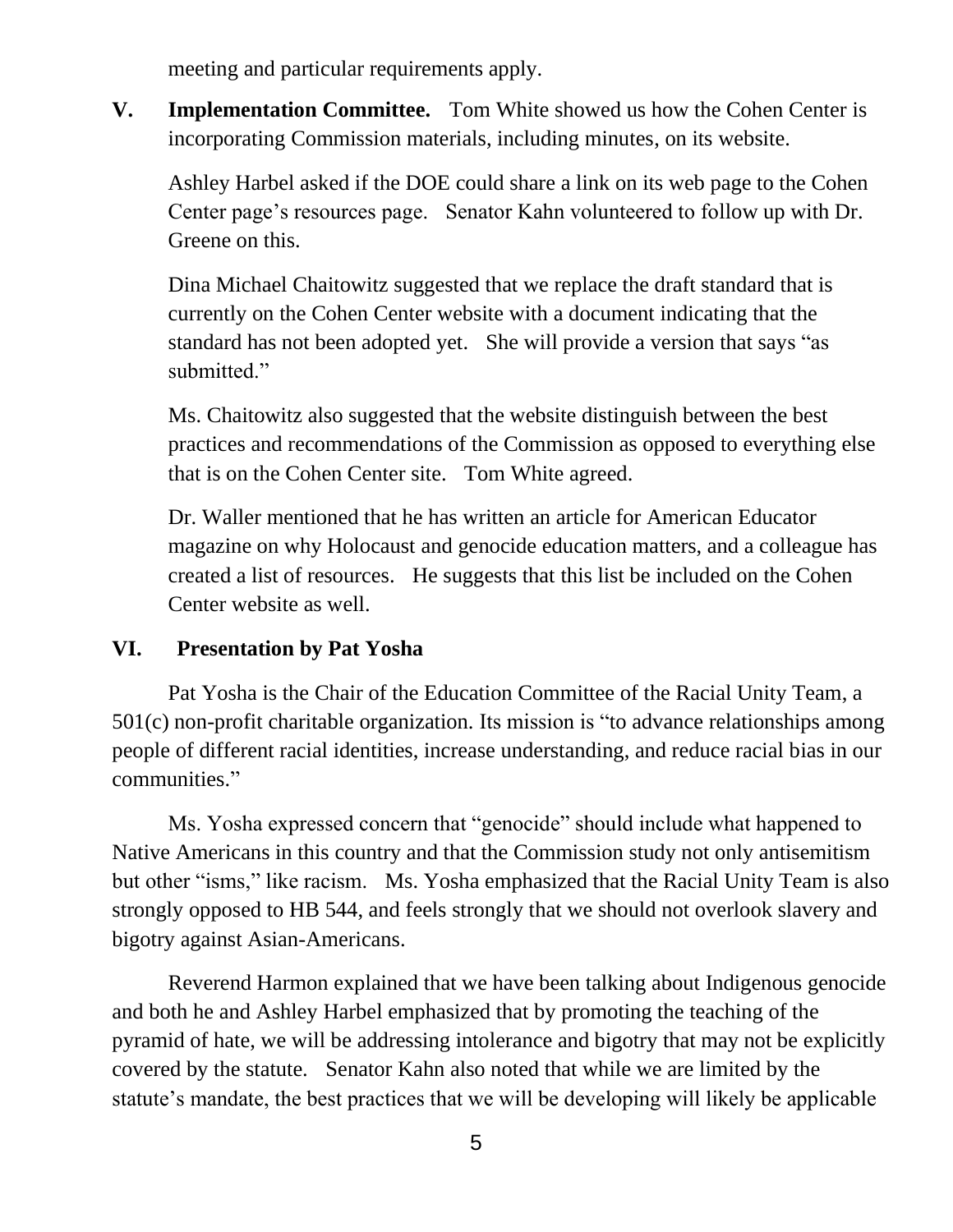meeting and particular requirements apply.

**V. Implementation Committee.** Tom White showed us how the Cohen Center is incorporating Commission materials, including minutes, on its website.

Ashley Harbel asked if the DOE could share a link on its web page to the Cohen Center page's resources page. Senator Kahn volunteered to follow up with Dr. Greene on this.

Dina Michael Chaitowitz suggested that we replace the draft standard that is currently on the Cohen Center website with a document indicating that the standard has not been adopted yet. She will provide a version that says "as submitted."

Ms. Chaitowitz also suggested that the website distinguish between the best practices and recommendations of the Commission as opposed to everything else that is on the Cohen Center site. Tom White agreed.

Dr. Waller mentioned that he has written an article for American Educator magazine on why Holocaust and genocide education matters, and a colleague has created a list of resources. He suggests that this list be included on the Cohen Center website as well.

**VI. Presentation by Pat Yosha**

Pat Yosha is the Chair of the Education Committee of the Racial Unity Team, a 501(c) non-profit charitable organization. Its mission is "to advance relationships among people of different racial identities, increase understanding, and reduce racial bias in our communities."

Ms. Yosha expressed concern that "genocide" should include what happened to Native Americans in this country and that the Commission study not only antisemitism but other "isms," like racism. Ms. Yosha emphasized that the Racial Unity Team is also strongly opposed to HB 544, and feels strongly that we should not overlook slavery and bigotry against Asian-Americans.

Reverend Harmon explained that we have been talking about Indigenous genocide and both he and Ashley Harbel emphasized that by promoting the teaching of the pyramid of hate, we will be addressing intolerance and bigotry that may not be explicitly covered by the statute. Senator Kahn also noted that while we are limited by the statute's mandate, the best practices that we will be developing will likely be applicable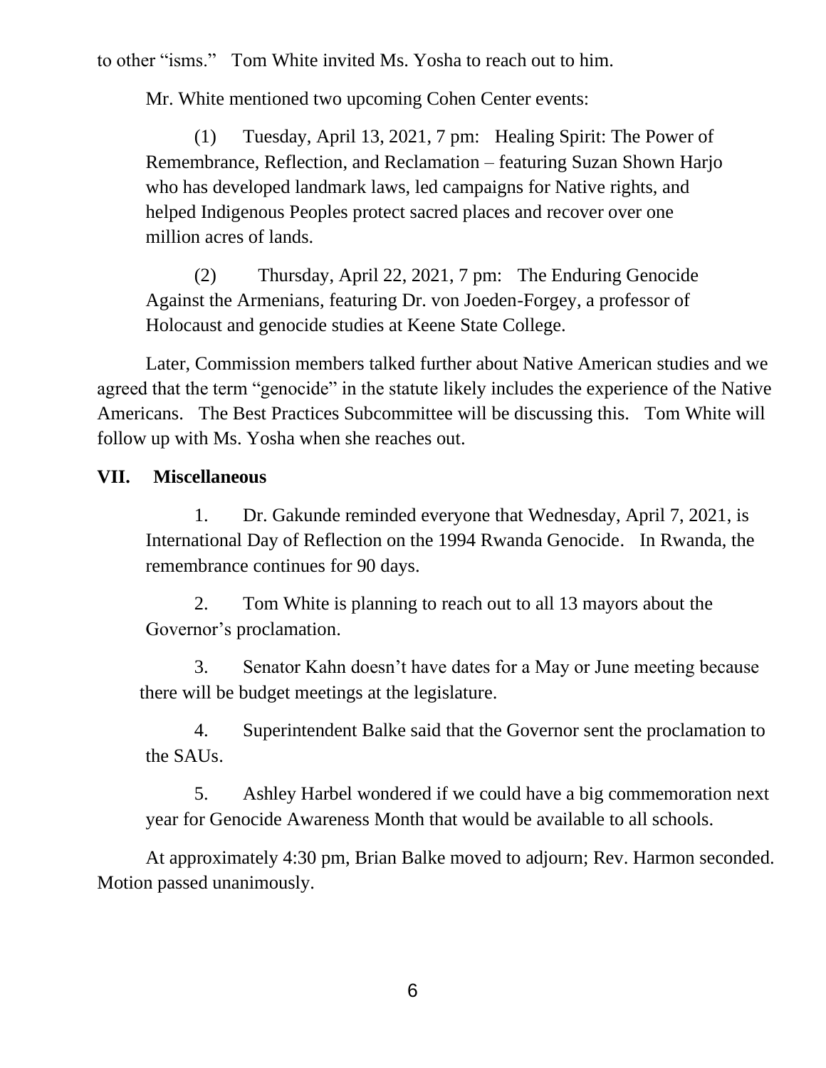to other "isms." Tom White invited Ms. Yosha to reach out to him.

Mr. White mentioned two upcoming Cohen Center events:

(1) Tuesday, April 13, 2021, 7 pm: Healing Spirit: The Power of Remembrance, Reflection, and Reclamation – featuring Suzan Shown Harjo who has developed landmark laws, led campaigns for Native rights, and helped Indigenous Peoples protect sacred places and recover over one million acres of lands.

(2) Thursday, April 22, 2021, 7 pm: The Enduring Genocide Against the Armenians, featuring Dr. von Joeden-Forgey, a professor of Holocaust and genocide studies at Keene State College.

Later, Commission members talked further about Native American studies and we agreed that the term "genocide" in the statute likely includes the experience of the Native Americans. The Best Practices Subcommittee will be discussing this. Tom White will follow up with Ms. Yosha when she reaches out.

## VII. Miscellaneous

1. Dr. Gakunde reminded everyone that Wednesday, April 7, 2021, is International Day of Reflection on the 1994 Rwanda Genocide. In Rwanda, the remembrance continues for 90 days.

2. Tom White is planning to reach out to all 13 mayors about the Governor's proclamation.

3. Senator Kahn doesn't have dates for a May or June meeting because there will be budget meetings at the legislature.

4. Superintendent Balke said that the Governor sent the proclamation to the SAUs.

5. Ashley Harbel wondered if we could have a big commemoration next year for Genocide Awareness Month that would be available to all schools.

At approximately 4:30 pm, Brian Balke moved to adjourn; Rev. Harmon seconded. Motion passed unanimously.